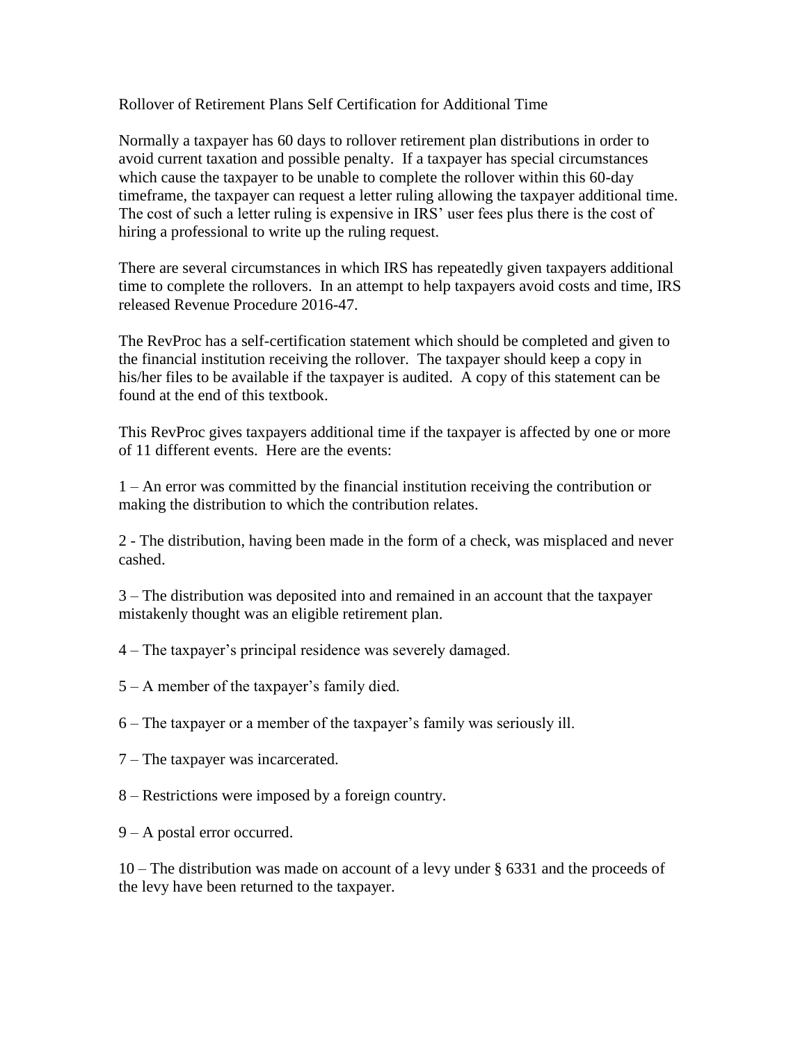# Rollover of Retirement Plans Self Certification for Additional Time

Normally a taxpayer has 60 days to rollover retirement plan distributions in order to avoid current taxation and possible penalty. If a taxpayer has special circumstances which cause the taxpayer to be unable to complete the rollover within this 60-day timeframe, the taxpayer can request a letter ruling allowing the taxpayer additional time. The cost of such a letter ruling is expensive in IRS' user fees plus there is the cost of hiring a professional to write up the ruling request.

There are several circumstances in which IRS has repeatedly given taxpayers additional time to complete the rollovers. In an attempt to help taxpayers avoid costs and time, IRS released Revenue Procedure 2016-47.

The RevProc has a self-certification statement which should be completed and given to the financial institution receiving the rollover. The taxpayer should keep a copy in his/her files to be available if the taxpayer is audited. A copy of this statement can be found at the end of this textbook.

This RevProc gives taxpayers additional time if the taxpayer is affected by one or more of 11 different events. Here are the events:

1 – An error was committed by the financial institution receiving the contribution or making the distribution to which the contribution relates.

2 - The distribution, having been made in the form of a check, was misplaced and never cashed.

3 – The distribution was deposited into and remained in an account that the taxpayer mistakenly thought was an eligible retirement plan.

4 – The taxpayer's principal residence was severely damaged.

5 – A member of the taxpayer's family died.

6 – The taxpayer or a member of the taxpayer's family was seriously ill.

7 – The taxpayer was incarcerated.

8 – Restrictions were imposed by a foreign country.

9 – A postal error occurred.

10 – The distribution was made on account of a levy under § 6331 and the proceeds of the levy have been returned to the taxpayer.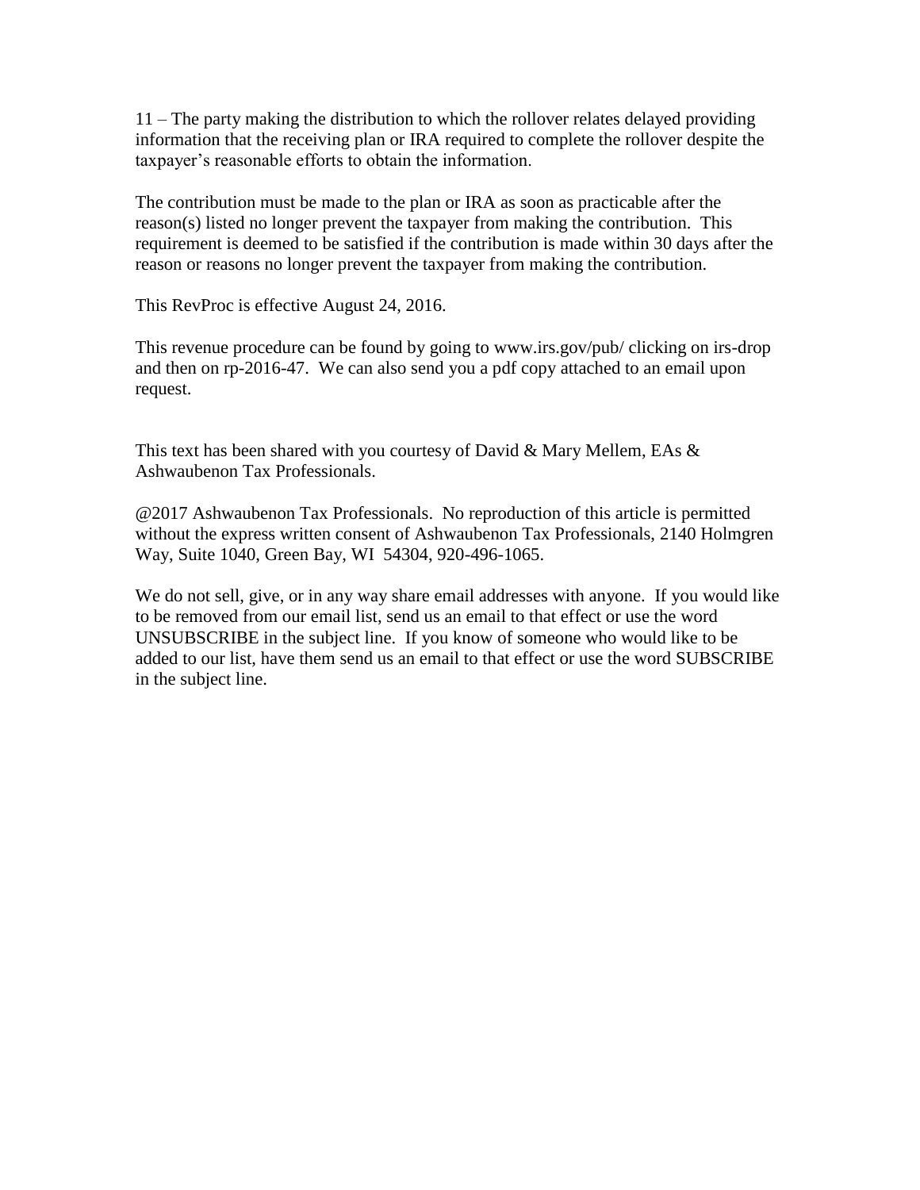11 – The party making the distribution to which the rollover relates delayed providing information that the receiving plan or IRA required to complete the rollover despite the taxpayer's reasonable efforts to obtain the information.

The contribution must be made to the plan or IRA as soon as practicable after the reason(s) listed no longer prevent the taxpayer from making the contribution. This requirement is deemed to be satisfied if the contribution is made within 30 days after the reason or reasons no longer prevent the taxpayer from making the contribution.

This RevProc is effective August 24, 2016.

This revenue procedure can be found by going to www.irs.gov/pub/ clicking on irs-drop and then on rp-2016-47. We can also send you a pdf copy attached to an email upon request.

This text has been shared with you courtesy of David & Mary Mellem, EAs & Ashwaubenon Tax Professionals.

@2017 Ashwaubenon Tax Professionals. No reproduction of this article is permitted without the express written consent of Ashwaubenon Tax Professionals, 2140 Holmgren Way, Suite 1040, Green Bay, WI 54304, 920-496-1065.

We do not sell, give, or in any way share email addresses with anyone. If you would like to be removed from our email list, send us an email to that effect or use the word UNSUBSCRIBE in the subject line. If you know of someone who would like to be added to our list, have them send us an email to that effect or use the word SUBSCRIBE in the subject line.